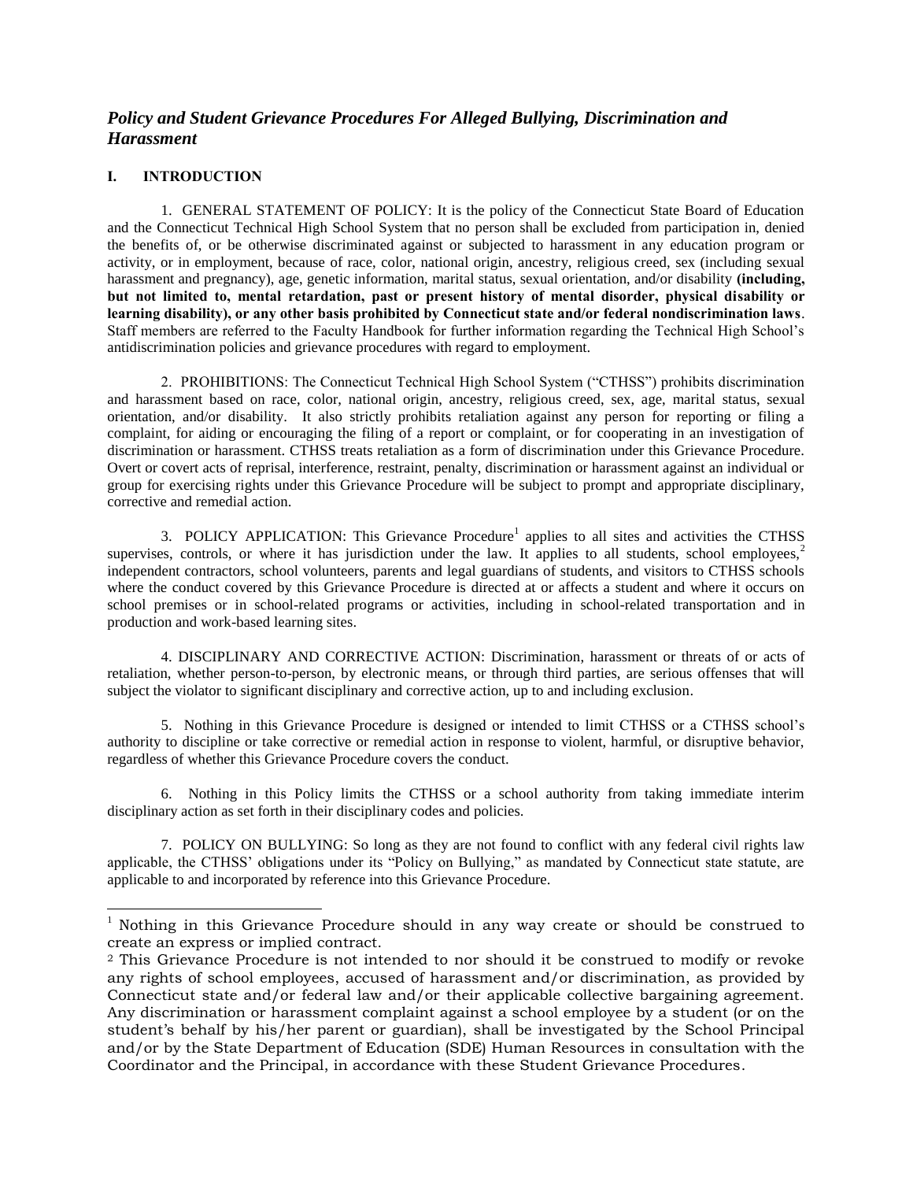## *Policy and Student Grievance Procedures For Alleged Bullying, Discrimination and Harassment*

### I. INTRODUCTION

1. GENERAL STATEMENT OF POLICY: It is the policy of the Connecticut State Board of Education and the Connecticut Technical High School System that no person shall be excluded from participation in, denied the benefits of, or be otherwise discriminated against or subjected to harassment in any education program or activity, or in employment, because of race, color, national origin, ancestry, religious creed, sex (including sexual harassment and pregnancy), age, genetic information, marital status, sexual orientation, and/or disability **(including, but not limited to, mental retardation, past or present history of mental disorder, physical disability or learning disability), or any other basis prohibited by Connecticut state and/or federal nondiscrimination laws**. Staff members are referred to the Faculty Handbook for further information regarding the Technical High School's antidiscrimination policies and grievance procedures with regard to employment.

2. PROHIBITIONS: The Connecticut Technical High School System ("CTHSS") prohibits discrimination and harassment based on race, color, national origin, ancestry, religious creed, sex, age, marital status, sexual orientation, and/or disability. It also strictly prohibits retaliation against any person for reporting or filing a complaint, for aiding or encouraging the filing of a report or complaint, or for cooperating in an investigation of discrimination or harassment. CTHSS treats retaliation as a form of discrimination under this Grievance Procedure. Overt or covert acts of reprisal, interference, restraint, penalty, discrimination or harassment against an individual or group for exercising rights under this Grievance Procedure will be subject to prompt and appropriate disciplinary, corrective and remedial action.

3. POLICY APPLICATION: This Grievance Procedure[1] applies to all sites and activities the CTHSS supervises, controls, or where it has jurisdiction under the law. It applies to all students, school employees,[2] independent contractors, school volunteers, parents and legal guardians of students, and visitors to CTHSS schools where the conduct covered by this Grievance Procedure is directed at or affects a student and where it occurs on school premises or in school-related programs or activities, including in school-related transportation and in production and work-based learning sites.

4. DISCIPLINARY AND CORRECTIVE ACTION: Discrimination, harassment or threats of or acts of retaliation, whether person-to-person, by electronic means, or through third parties, are serious offenses that will subject the violator to significant disciplinary and corrective action, up to and including exclusion.

5. Nothing in this Grievance Procedure is designed or intended to limit CTHSS or a CTHSS school's authority to discipline or take corrective or remedial action in response to violent, harmful, or disruptive behavior, regardless of whether this Grievance Procedure covers the conduct.

6. Nothing in this Policy limits the CTHSS or a school authority from taking immediate interim disciplinary action as set forth in their disciplinary codes and policies.

7. POLICY ON BULLYING: So long as they are not found to conflict with any federal civil rights law applicable, the CTHSS' obligations under its "Policy on Bullying," as mandated by Connecticut state statute, are applicable to and incorporated by reference into this Grievance Procedure.

---

[1] Nothing in this Grievance Procedure should in any way create or should be construed to create an express or implied contract.

[2] This Grievance Procedure is not intended to nor should it be construed to modify or revoke any rights of school employees, accused of harassment and/or discrimination, as provided by Connecticut state and/or federal law and/or their applicable collective bargaining agreement. Any discrimination or harassment complaint against a school employee by a student (or on the student's behalf by his/her parent or guardian), shall be investigated by the School Principal and/or by the State Department of Education (SDE) Human Resources in consultation with the Coordinator and the Principal, in accordance with these Student Grievance Procedures.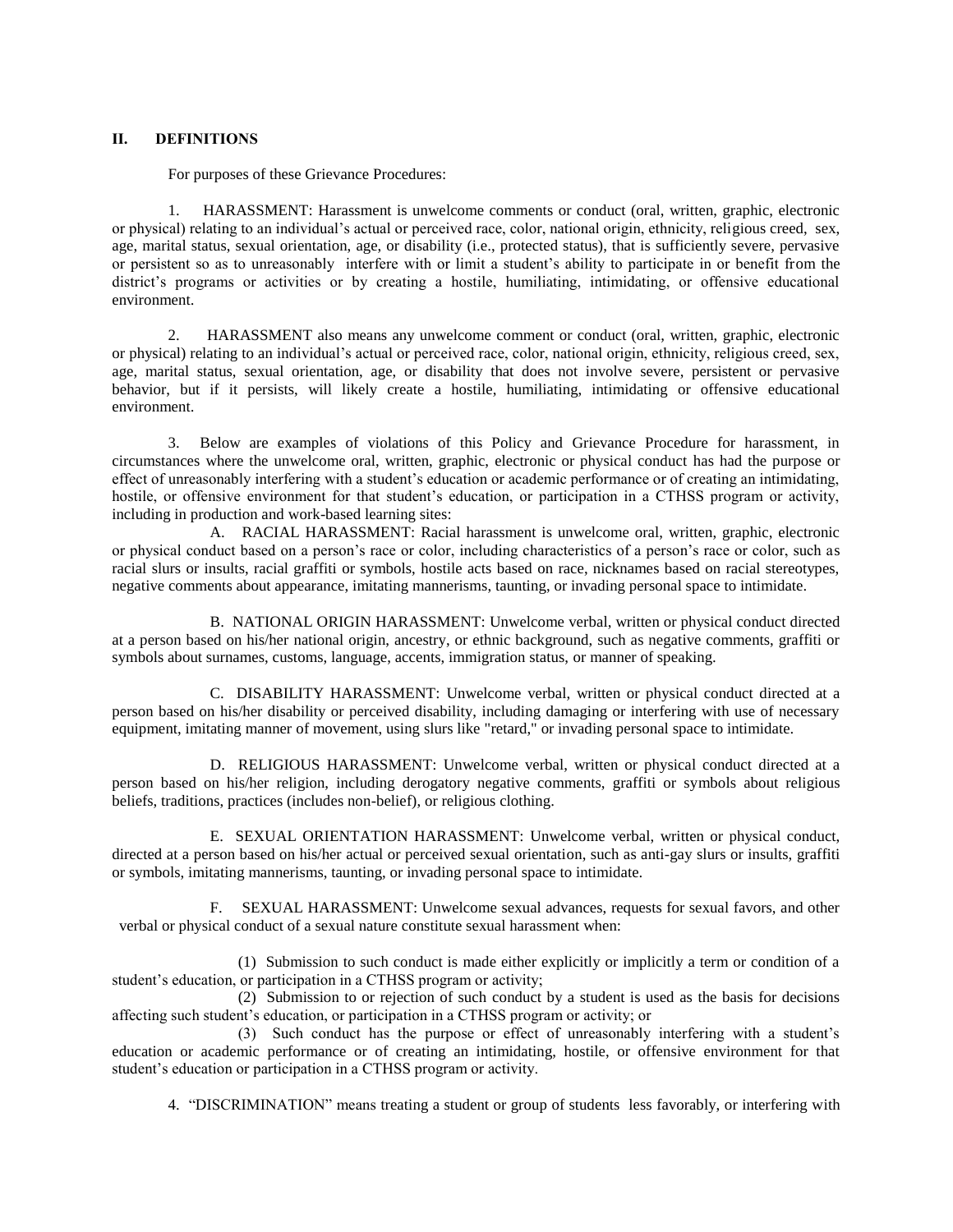## II. DEFINITIONS

For purposes of these Grievance Procedures:

1. HARASSMENT: Harassment is unwelcome comments or conduct (oral, written, graphic, electronic or physical) relating to an individual's actual or perceived race, color, national origin, ethnicity, religious creed, sex, age, marital status, sexual orientation, age, or disability (i.e., protected status), that is sufficiently severe, pervasive or persistent so as to unreasonably interfere with or limit a student's ability to participate in or benefit from the district's programs or activities or by creating a hostile, humiliating, intimidating, or offensive educational environment.

2. HARASSMENT also means any unwelcome comment or conduct (oral, written, graphic, electronic or physical) relating to an individual's actual or perceived race, color, national origin, ethnicity, religious creed, sex, age, marital status, sexual orientation, age, or disability that does not involve severe, persistent or pervasive behavior, but if it persists, will likely create a hostile, humiliating, intimidating or offensive educational environment.

3. Below are examples of violations of this Policy and Grievance Procedure for harassment, in circumstances where the unwelcome oral, written, graphic, electronic or physical conduct has had the purpose or effect of unreasonably interfering with a student's education or academic performance or of creating an intimidating, hostile, or offensive environment for that student's education, or participation in a CTHSS program or activity, including in production and work-based learning sites:

A. RACIAL HARASSMENT: Racial harassment is unwelcome oral, written, graphic, electronic or physical conduct based on a person's race or color, including characteristics of a person's race or color, such as racial slurs or insults, racial graffiti or symbols, hostile acts based on race, nicknames based on racial stereotypes, negative comments about appearance, imitating mannerisms, taunting, or invading personal space to intimidate.

B. NATIONAL ORIGIN HARASSMENT: Unwelcome verbal, written or physical conduct directed at a person based on his/her national origin, ancestry, or ethnic background, such as negative comments, graffiti or symbols about surnames, customs, language, accents, immigration status, or manner of speaking.

C. DISABILITY HARASSMENT: Unwelcome verbal, written or physical conduct directed at a person based on his/her disability or perceived disability, including damaging or interfering with use of necessary equipment, imitating manner of movement, using slurs like "retard," or invading personal space to intimidate.

D. RELIGIOUS HARASSMENT: Unwelcome verbal, written or physical conduct directed at a person based on his/her religion, including derogatory negative comments, graffiti or symbols about religious beliefs, traditions, practices (includes non-belief), or religious clothing.

E. SEXUAL ORIENTATION HARASSMENT: Unwelcome verbal, written or physical conduct, directed at a person based on his/her actual or perceived sexual orientation, such as anti-gay slurs or insults, graffiti or symbols, imitating mannerisms, taunting, or invading personal space to intimidate.

F. SEXUAL HARASSMENT: Unwelcome sexual advances, requests for sexual favors, and other verbal or physical conduct of a sexual nature constitute sexual harassment when:

(1) Submission to such conduct is made either explicitly or implicitly a term or condition of a student's education, or participation in a CTHSS program or activity;

(2) Submission to or rejection of such conduct by a student is used as the basis for decisions affecting such student's education, or participation in a CTHSS program or activity; or

(3) Such conduct has the purpose or effect of unreasonably interfering with a student's education or academic performance or of creating an intimidating, hostile, or offensive environment for that student's education or participation in a CTHSS program or activity.

4. "DISCRIMINATION" means treating a student or group of students less favorably, or interfering with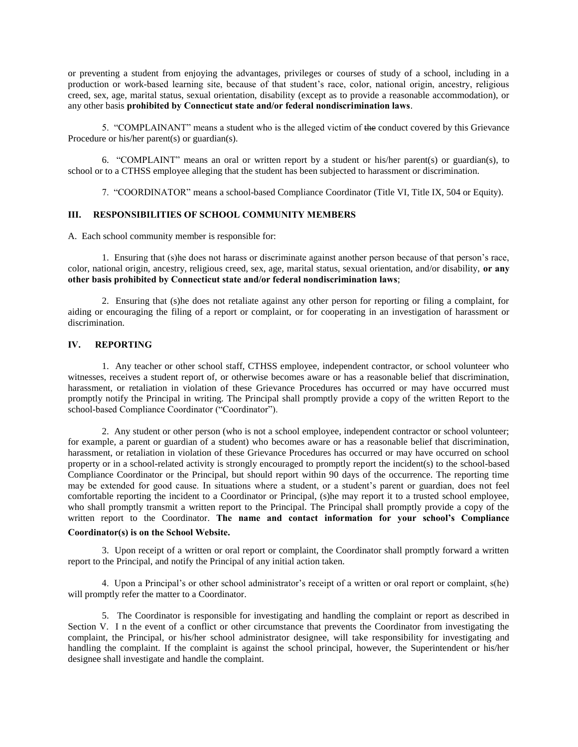or preventing a student from enjoying the advantages, privileges or courses of study of a school, including in a production or work-based learning site, because of that student's race, color, national origin, ancestry, religious creed, sex, age, marital status, sexual orientation, disability (except as to provide a reasonable accommodation), or any other basis **prohibited by Connecticut state and/or federal nondiscrimination laws**.

5. "COMPLAINANT" means a student who is the alleged victim of ~~the~~ conduct covered by this Grievance Procedure or his/her parent(s) or guardian(s).

6. "COMPLAINT" means an oral or written report by a student or his/her parent(s) or guardian(s), to school or to a CTHSS employee alleging that the student has been subjected to harassment or discrimination.

7. "COORDINATOR" means a school-based Compliance Coordinator (Title VI, Title IX, 504 or Equity).

## III. RESPONSIBILITIES OF SCHOOL COMMUNITY MEMBERS

A. Each school community member is responsible for:

1. Ensuring that (s)he does not harass or discriminate against another person because of that person's race, color, national origin, ancestry, religious creed, sex, age, marital status, sexual orientation, and/or disability, **or any other basis prohibited by Connecticut state and/or federal nondiscrimination laws**;

2. Ensuring that (s)he does not retaliate against any other person for reporting or filing a complaint, for aiding or encouraging the filing of a report or complaint, or for cooperating in an investigation of harassment or discrimination.

## IV. REPORTING

1. Any teacher or other school staff, CTHSS employee, independent contractor, or school volunteer who witnesses, receives a student report of, or otherwise becomes aware or has a reasonable belief that discrimination, harassment, or retaliation in violation of these Grievance Procedures has occurred or may have occurred must promptly notify the Principal in writing. The Principal shall promptly provide a copy of the written Report to the school-based Compliance Coordinator ("Coordinator").

2. Any student or other person (who is not a school employee, independent contractor or school volunteer; for example, a parent or guardian of a student) who becomes aware or has a reasonable belief that discrimination, harassment, or retaliation in violation of these Grievance Procedures has occurred or may have occurred on school property or in a school-related activity is strongly encouraged to promptly report the incident(s) to the school-based Compliance Coordinator or the Principal, but should report within 90 days of the occurrence. The reporting time may be extended for good cause. In situations where a student, or a student's parent or guardian, does not feel comfortable reporting the incident to a Coordinator or Principal, (s)he may report it to a trusted school employee, who shall promptly transmit a written report to the Principal. The Principal shall promptly provide a copy of the written report to the Coordinator. **The name and contact information for your school's Compliance Coordinator(s) is on the School Website.**

3. Upon receipt of a written or oral report or complaint, the Coordinator shall promptly forward a written report to the Principal, and notify the Principal of any initial action taken.

4. Upon a Principal's or other school administrator's receipt of a written or oral report or complaint, s(he) will promptly refer the matter to a Coordinator.

5. The Coordinator is responsible for investigating and handling the complaint or report as described in Section V. I n the event of a conflict or other circumstance that prevents the Coordinator from investigating the complaint, the Principal, or his/her school administrator designee, will take responsibility for investigating and handling the complaint. If the complaint is against the school principal, however, the Superintendent or his/her designee shall investigate and handle the complaint.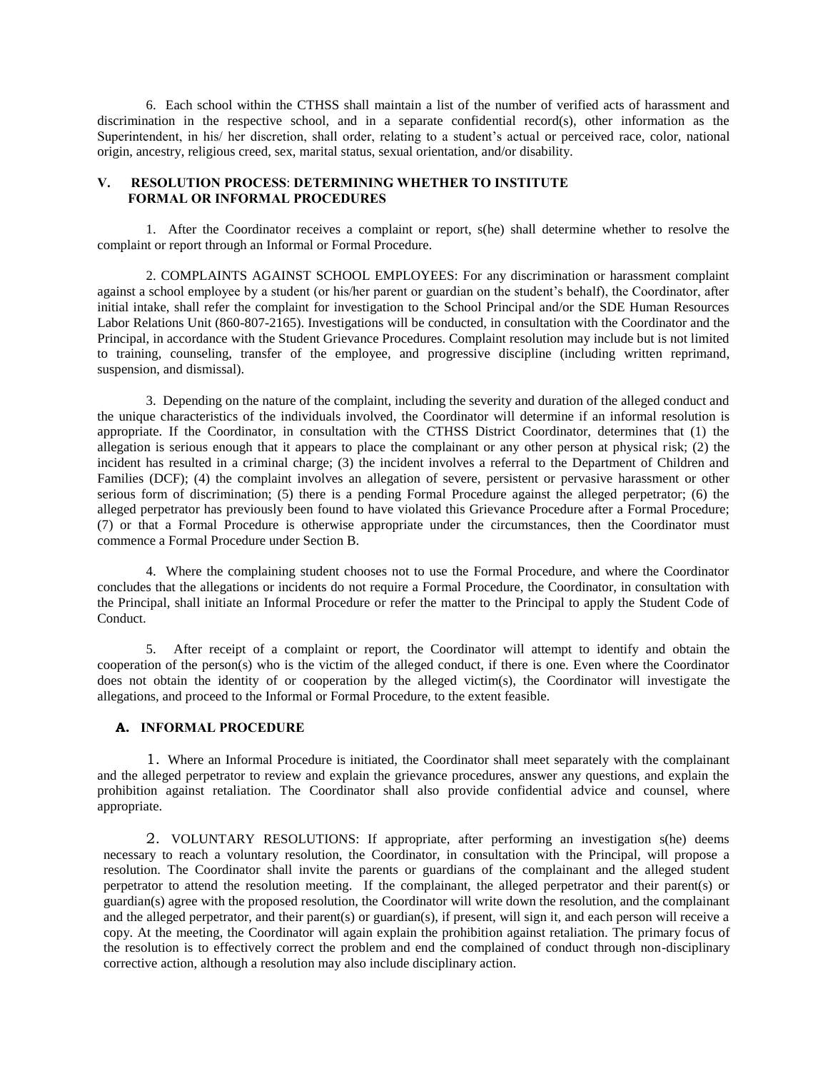6. Each school within the CTHSS shall maintain a list of the number of verified acts of harassment and discrimination in the respective school, and in a separate confidential record(s), other information as the Superintendent, in his/ her discretion, shall order, relating to a student's actual or perceived race, color, national origin, ancestry, religious creed, sex, marital status, sexual orientation, and/or disability.

## V. RESOLUTION PROCESS: DETERMINING WHETHER TO INSTITUTE FORMAL OR INFORMAL PROCEDURES

1. After the Coordinator receives a complaint or report, s(he) shall determine whether to resolve the complaint or report through an Informal or Formal Procedure.

2. COMPLAINTS AGAINST SCHOOL EMPLOYEES: For any discrimination or harassment complaint against a school employee by a student (or his/her parent or guardian on the student's behalf), the Coordinator, after initial intake, shall refer the complaint for investigation to the School Principal and/or the SDE Human Resources Labor Relations Unit (860-807-2165). Investigations will be conducted, in consultation with the Coordinator and the Principal, in accordance with the Student Grievance Procedures. Complaint resolution may include but is not limited to training, counseling, transfer of the employee, and progressive discipline (including written reprimand, suspension, and dismissal).

3. Depending on the nature of the complaint, including the severity and duration of the alleged conduct and the unique characteristics of the individuals involved, the Coordinator will determine if an informal resolution is appropriate. If the Coordinator, in consultation with the CTHSS District Coordinator, determines that (1) the allegation is serious enough that it appears to place the complainant or any other person at physical risk; (2) the incident has resulted in a criminal charge; (3) the incident involves a referral to the Department of Children and Families (DCF); (4) the complaint involves an allegation of severe, persistent or pervasive harassment or other serious form of discrimination; (5) there is a pending Formal Procedure against the alleged perpetrator; (6) the alleged perpetrator has previously been found to have violated this Grievance Procedure after a Formal Procedure; (7) or that a Formal Procedure is otherwise appropriate under the circumstances, then the Coordinator must commence a Formal Procedure under Section B.

4. Where the complaining student chooses not to use the Formal Procedure, and where the Coordinator concludes that the allegations or incidents do not require a Formal Procedure, the Coordinator, in consultation with the Principal, shall initiate an Informal Procedure or refer the matter to the Principal to apply the Student Code of Conduct.

5. After receipt of a complaint or report, the Coordinator will attempt to identify and obtain the cooperation of the person(s) who is the victim of the alleged conduct, if there is one. Even where the Coordinator does not obtain the identity of or cooperation by the alleged victim(s), the Coordinator will investigate the allegations, and proceed to the Informal or Formal Procedure, to the extent feasible.

### A. INFORMAL PROCEDURE

1. Where an Informal Procedure is initiated, the Coordinator shall meet separately with the complainant and the alleged perpetrator to review and explain the grievance procedures, answer any questions, and explain the prohibition against retaliation. The Coordinator shall also provide confidential advice and counsel, where appropriate.

2. VOLUNTARY RESOLUTIONS: If appropriate, after performing an investigation s(he) deems necessary to reach a voluntary resolution, the Coordinator, in consultation with the Principal, will propose a resolution. The Coordinator shall invite the parents or guardians of the complainant and the alleged student perpetrator to attend the resolution meeting. If the complainant, the alleged perpetrator and their parent(s) or guardian(s) agree with the proposed resolution, the Coordinator will write down the resolution, and the complainant and the alleged perpetrator, and their parent(s) or guardian(s), if present, will sign it, and each person will receive a copy. At the meeting, the Coordinator will again explain the prohibition against retaliation. The primary focus of the resolution is to effectively correct the problem and end the complained of conduct through non-disciplinary corrective action, although a resolution may also include disciplinary action.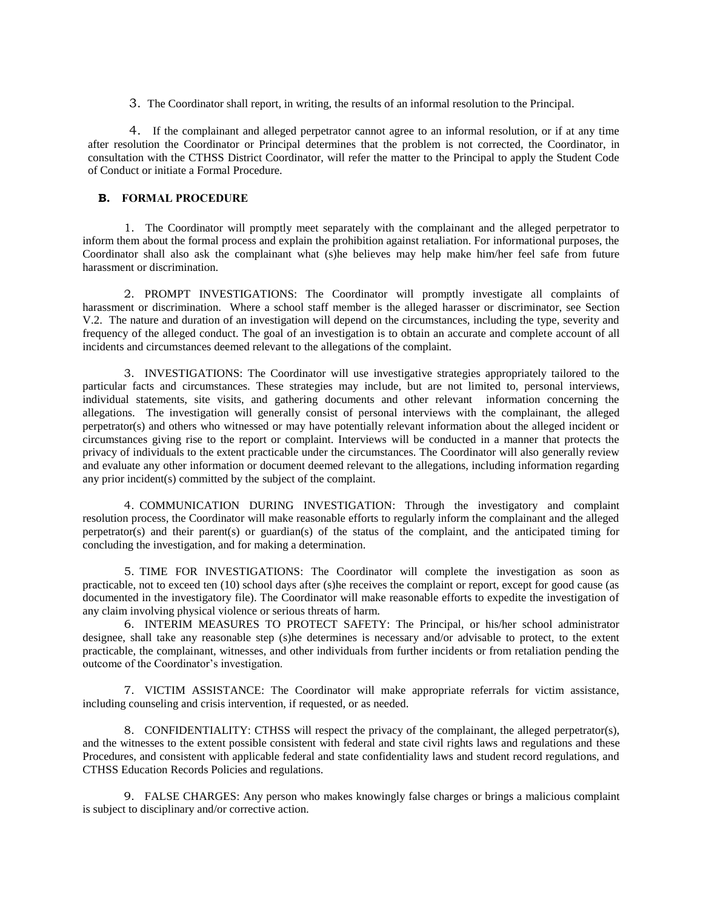3. The Coordinator shall report, in writing, the results of an informal resolution to the Principal.

4. If the complainant and alleged perpetrator cannot agree to an informal resolution, or if at any time after resolution the Coordinator or Principal determines that the problem is not corrected, the Coordinator, in consultation with the CTHSS District Coordinator, will refer the matter to the Principal to apply the Student Code of Conduct or initiate a Formal Procedure.

### B. FORMAL PROCEDURE

1. The Coordinator will promptly meet separately with the complainant and the alleged perpetrator to inform them about the formal process and explain the prohibition against retaliation. For informational purposes, the Coordinator shall also ask the complainant what (s)he believes may help make him/her feel safe from future harassment or discrimination.

2. PROMPT INVESTIGATIONS: The Coordinator will promptly investigate all complaints of harassment or discrimination. Where a school staff member is the alleged harasser or discriminator, see Section V.2. The nature and duration of an investigation will depend on the circumstances, including the type, severity and frequency of the alleged conduct. The goal of an investigation is to obtain an accurate and complete account of all incidents and circumstances deemed relevant to the allegations of the complaint.

3. INVESTIGATIONS: The Coordinator will use investigative strategies appropriately tailored to the particular facts and circumstances. These strategies may include, but are not limited to, personal interviews, individual statements, site visits, and gathering documents and other relevant information concerning the allegations. The investigation will generally consist of personal interviews with the complainant, the alleged perpetrator(s) and others who witnessed or may have potentially relevant information about the alleged incident or circumstances giving rise to the report or complaint. Interviews will be conducted in a manner that protects the privacy of individuals to the extent practicable under the circumstances. The Coordinator will also generally review and evaluate any other information or document deemed relevant to the allegations, including information regarding any prior incident(s) committed by the subject of the complaint.

4. COMMUNICATION DURING INVESTIGATION: Through the investigatory and complaint resolution process, the Coordinator will make reasonable efforts to regularly inform the complainant and the alleged perpetrator(s) and their parent(s) or guardian(s) of the status of the complaint, and the anticipated timing for concluding the investigation, and for making a determination.

5. TIME FOR INVESTIGATIONS: The Coordinator will complete the investigation as soon as practicable, not to exceed ten (10) school days after (s)he receives the complaint or report, except for good cause (as documented in the investigatory file). The Coordinator will make reasonable efforts to expedite the investigation of any claim involving physical violence or serious threats of harm.

6. INTERIM MEASURES TO PROTECT SAFETY: The Principal, or his/her school administrator designee, shall take any reasonable step (s)he determines is necessary and/or advisable to protect, to the extent practicable, the complainant, witnesses, and other individuals from further incidents or from retaliation pending the outcome of the Coordinator's investigation.

7. VICTIM ASSISTANCE: The Coordinator will make appropriate referrals for victim assistance, including counseling and crisis intervention, if requested, or as needed.

8. CONFIDENTIALITY: CTHSS will respect the privacy of the complainant, the alleged perpetrator(s), and the witnesses to the extent possible consistent with federal and state civil rights laws and regulations and these Procedures, and consistent with applicable federal and state confidentiality laws and student record regulations, and CTHSS Education Records Policies and regulations.

9. FALSE CHARGES: Any person who makes knowingly false charges or brings a malicious complaint is subject to disciplinary and/or corrective action.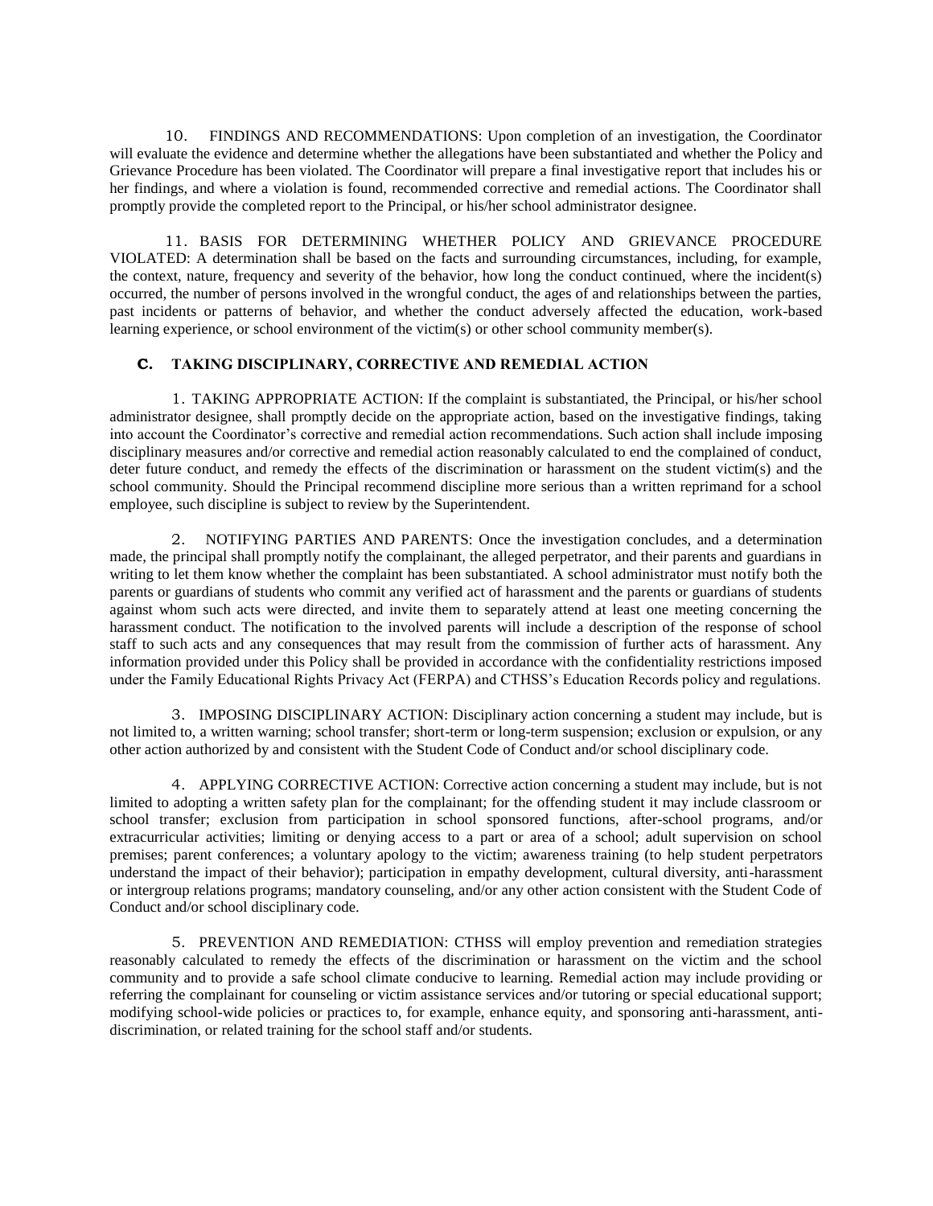10. FINDINGS AND RECOMMENDATIONS: Upon completion of an investigation, the Coordinator will evaluate the evidence and determine whether the allegations have been substantiated and whether the Policy and Grievance Procedure has been violated. The Coordinator will prepare a final investigative report that includes his or her findings, and where a violation is found, recommended corrective and remedial actions. The Coordinator shall promptly provide the completed report to the Principal, or his/her school administrator designee.

11. BASIS FOR DETERMINING WHETHER POLICY AND GRIEVANCE PROCEDURE VIOLATED: A determination shall be based on the facts and surrounding circumstances, including, for example, the context, nature, frequency and severity of the behavior, how long the conduct continued, where the incident(s) occurred, the number of persons involved in the wrongful conduct, the ages of and relationships between the parties, past incidents or patterns of behavior, and whether the conduct adversely affected the education, work-based learning experience, or school environment of the victim(s) or other school community member(s).

### C. TAKING DISCIPLINARY, CORRECTIVE AND REMEDIAL ACTION

1. TAKING APPROPRIATE ACTION: If the complaint is substantiated, the Principal, or his/her school administrator designee, shall promptly decide on the appropriate action, based on the investigative findings, taking into account the Coordinator's corrective and remedial action recommendations. Such action shall include imposing disciplinary measures and/or corrective and remedial action reasonably calculated to end the complained of conduct, deter future conduct, and remedy the effects of the discrimination or harassment on the student victim(s) and the school community. Should the Principal recommend discipline more serious than a written reprimand for a school employee, such discipline is subject to review by the Superintendent.

2. NOTIFYING PARTIES AND PARENTS: Once the investigation concludes, and a determination made, the principal shall promptly notify the complainant, the alleged perpetrator, and their parents and guardians in writing to let them know whether the complaint has been substantiated. A school administrator must notify both the parents or guardians of students who commit any verified act of harassment and the parents or guardians of students against whom such acts were directed, and invite them to separately attend at least one meeting concerning the harassment conduct. The notification to the involved parents will include a description of the response of school staff to such acts and any consequences that may result from the commission of further acts of harassment. Any information provided under this Policy shall be provided in accordance with the confidentiality restrictions imposed under the Family Educational Rights Privacy Act (FERPA) and CTHSS's Education Records policy and regulations.

3. IMPOSING DISCIPLINARY ACTION: Disciplinary action concerning a student may include, but is not limited to, a written warning; school transfer; short-term or long-term suspension; exclusion or expulsion, or any other action authorized by and consistent with the Student Code of Conduct and/or school disciplinary code.

4. APPLYING CORRECTIVE ACTION: Corrective action concerning a student may include, but is not limited to adopting a written safety plan for the complainant; for the offending student it may include classroom or school transfer; exclusion from participation in school sponsored functions, after-school programs, and/or extracurricular activities; limiting or denying access to a part or area of a school; adult supervision on school premises; parent conferences; a voluntary apology to the victim; awareness training (to help student perpetrators understand the impact of their behavior); participation in empathy development, cultural diversity, anti-harassment or intergroup relations programs; mandatory counseling, and/or any other action consistent with the Student Code of Conduct and/or school disciplinary code.

5. PREVENTION AND REMEDIATION: CTHSS will employ prevention and remediation strategies reasonably calculated to remedy the effects of the discrimination or harassment on the victim and the school community and to provide a safe school climate conducive to learning. Remedial action may include providing or referring the complainant for counseling or victim assistance services and/or tutoring or special educational support; modifying school-wide policies or practices to, for example, enhance equity, and sponsoring anti-harassment, anti-discrimination, or related training for the school staff and/or students.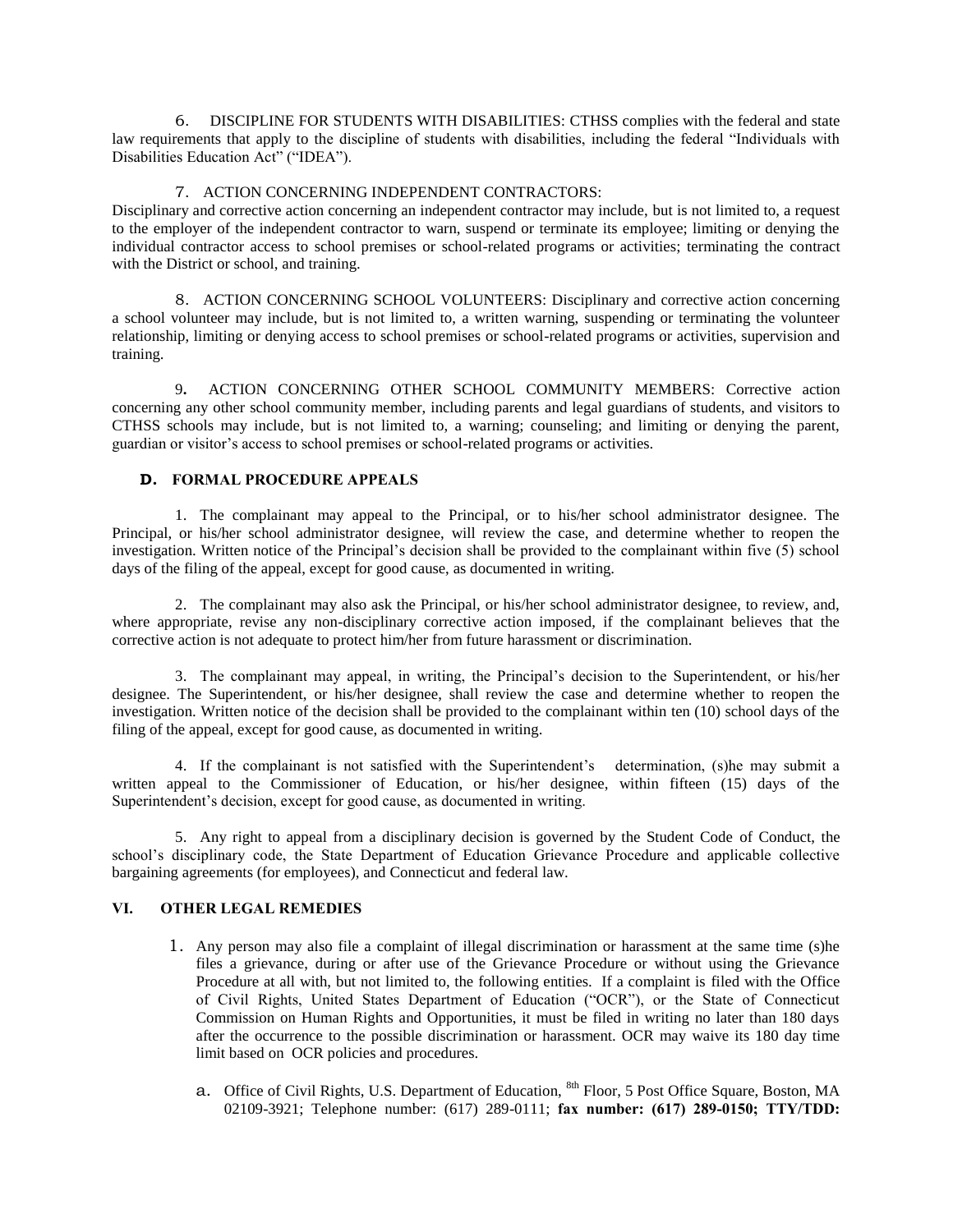6. DISCIPLINE FOR STUDENTS WITH DISABILITIES: CTHSS complies with the federal and state law requirements that apply to the discipline of students with disabilities, including the federal "Individuals with Disabilities Education Act" ("IDEA").

7. ACTION CONCERNING INDEPENDENT CONTRACTORS:
Disciplinary and corrective action concerning an independent contractor may include, but is not limited to, a request to the employer of the independent contractor to warn, suspend or terminate its employee; limiting or denying the individual contractor access to school premises or school-related programs or activities; terminating the contract with the District or school, and training.

8. ACTION CONCERNING SCHOOL VOLUNTEERS: Disciplinary and corrective action concerning a school volunteer may include, but is not limited to, a written warning, suspending or terminating the volunteer relationship, limiting or denying access to school premises or school-related programs or activities, supervision and training.

9. ACTION CONCERNING OTHER SCHOOL COMMUNITY MEMBERS: Corrective action concerning any other school community member, including parents and legal guardians of students, and visitors to CTHSS schools may include, but is not limited to, a warning; counseling; and limiting or denying the parent, guardian or visitor's access to school premises or school-related programs or activities.

### D. FORMAL PROCEDURE APPEALS

1. The complainant may appeal to the Principal, or to his/her school administrator designee. The Principal, or his/her school administrator designee, will review the case, and determine whether to reopen the investigation. Written notice of the Principal's decision shall be provided to the complainant within five (5) school days of the filing of the appeal, except for good cause, as documented in writing.

2. The complainant may also ask the Principal, or his/her school administrator designee, to review, and, where appropriate, revise any non-disciplinary corrective action imposed, if the complainant believes that the corrective action is not adequate to protect him/her from future harassment or discrimination.

3. The complainant may appeal, in writing, the Principal's decision to the Superintendent, or his/her designee. The Superintendent, or his/her designee, shall review the case and determine whether to reopen the investigation. Written notice of the decision shall be provided to the complainant within ten (10) school days of the filing of the appeal, except for good cause, as documented in writing.

4. If the complainant is not satisfied with the Superintendent's determination, (s)he may submit a written appeal to the Commissioner of Education, or his/her designee, within fifteen (15) days of the Superintendent's decision, except for good cause, as documented in writing.

5. Any right to appeal from a disciplinary decision is governed by the Student Code of Conduct, the school's disciplinary code, the State Department of Education Grievance Procedure and applicable collective bargaining agreements (for employees), and Connecticut and federal law.

## VI. OTHER LEGAL REMEDIES

1. Any person may also file a complaint of illegal discrimination or harassment at the same time (s)he files a grievance, during or after use of the Grievance Procedure or without using the Grievance Procedure at all with, but not limited to, the following entities. If a complaint is filed with the Office of Civil Rights, United States Department of Education ("OCR"), or the State of Connecticut Commission on Human Rights and Opportunities, it must be filed in writing no later than 180 days after the occurrence to the possible discrimination or harassment. OCR may waive its 180 day time limit based on OCR policies and procedures.

   a. Office of Civil Rights, U.S. Department of Education, 8th Floor, 5 Post Office Square, Boston, MA 02109-3921; Telephone number: (617) 289-0111; **fax number: (617) 289-0150; TTY/TDD:**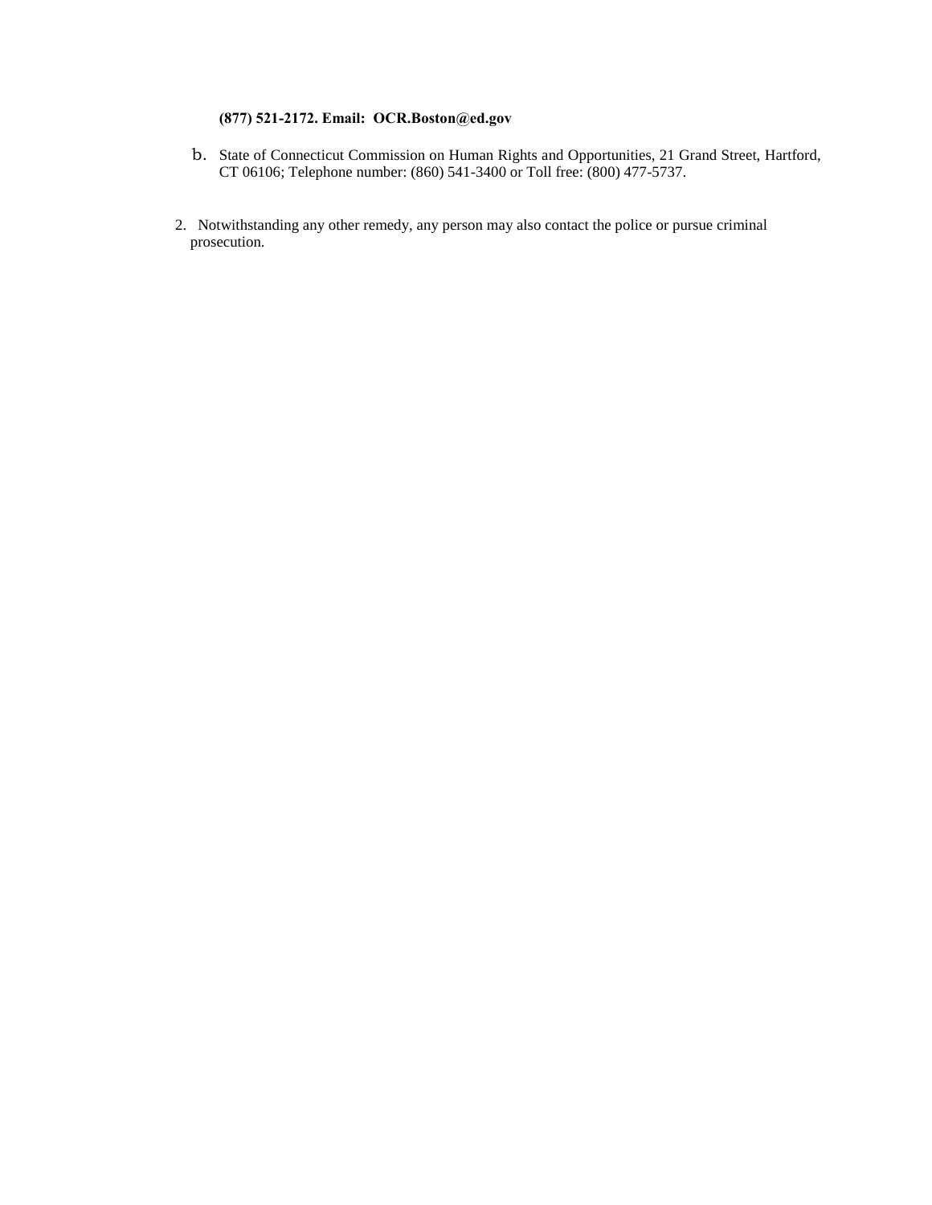**(877) 521-2172. Email: OCR.Boston@ed.gov**

b. State of Connecticut Commission on Human Rights and Opportunities, 21 Grand Street, Hartford, CT 06106; Telephone number: (860) 541-3400 or Toll free: (800) 477-5737.

2. Notwithstanding any other remedy, any person may also contact the police or pursue criminal prosecution.